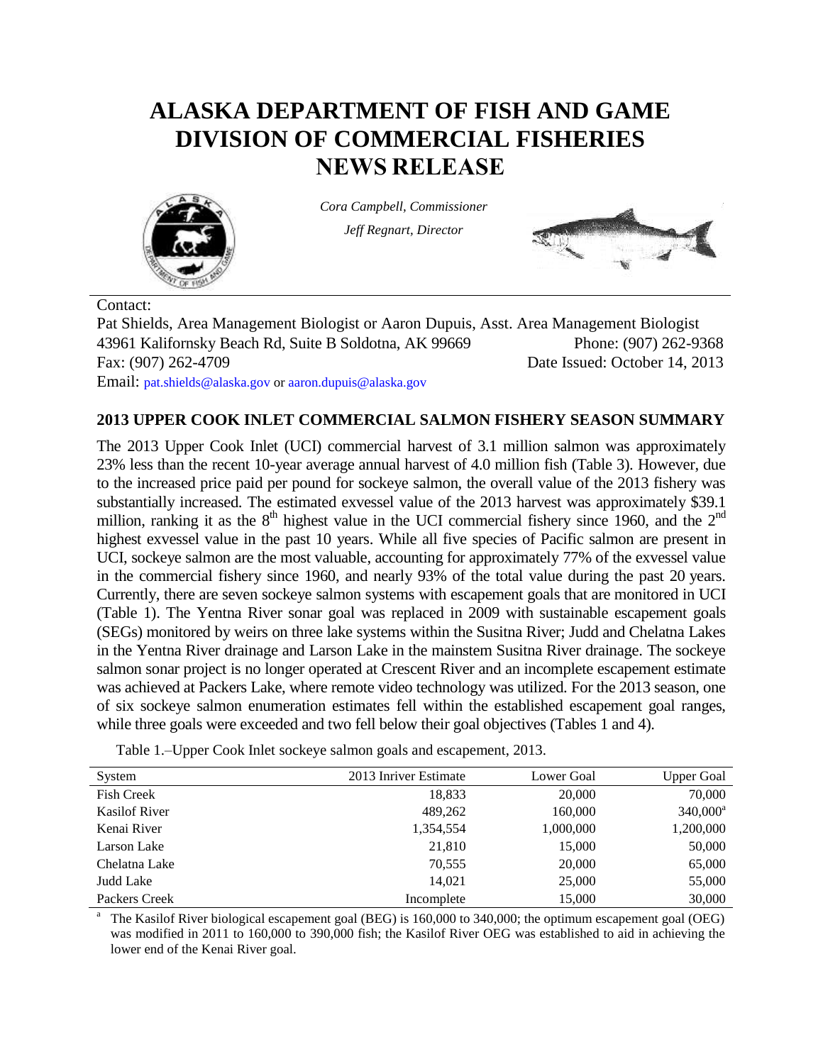# ALASKA DEPARTMENT OF FISH AND GAME
# DIVISION OF COMMERCIAL FISHERIES
# NEWS RELEASE

*Cora Campbell, Commissioner*

*Jeff Regnart, Director*

Contact:
Pat Shields, Area Management Biologist or Aaron Dupuis, Asst. Area Management Biologist
43961 Kalifornsky Beach Rd, Suite B Soldotna, AK 99669 Phone: (907) 262-9368
Fax: (907) 262-4709 Date Issued: October 14, 2013
Email: pat.shields@alaska.gov or aaron.dupuis@alaska.gov

## 2013 UPPER COOK INLET COMMERCIAL SALMON FISHERY SEASON SUMMARY

The 2013 Upper Cook Inlet (UCI) commercial harvest of 3.1 million salmon was approximately 23% less than the recent 10-year average annual harvest of 4.0 million fish (Table 3). However, due to the increased price paid per pound for sockeye salmon, the overall value of the 2013 fishery was substantially increased. The estimated exvessel value of the 2013 harvest was approximately $39.1 million, ranking it as the 8th highest value in the UCI commercial fishery since 1960, and the 2nd highest exvessel value in the past 10 years. While all five species of Pacific salmon are present in UCI, sockeye salmon are the most valuable, accounting for approximately 77% of the exvessel value in the commercial fishery since 1960, and nearly 93% of the total value during the past 20 years. Currently, there are seven sockeye salmon systems with escapement goals that are monitored in UCI (Table 1). The Yentna River sonar goal was replaced in 2009 with sustainable escapement goals (SEGs) monitored by weirs on three lake systems within the Susitna River; Judd and Chelatna Lakes in the Yentna River drainage and Larson Lake in the mainstem Susitna River drainage. The sockeye salmon sonar project is no longer operated at Crescent River and an incomplete escapement estimate was achieved at Packers Lake, where remote video technology was utilized. For the 2013 season, one of six sockeye salmon enumeration estimates fell within the established escapement goal ranges, while three goals were exceeded and two fell below their goal objectives (Tables 1 and 4).

Table 1.–Upper Cook Inlet sockeye salmon goals and escapement, 2013.

| System | 2013 Inriver Estimate | Lower Goal | Upper Goal |
|---|---|---|---|
| Fish Creek | 18,833 | 20,000 | 70,000 |
| Kasilof River | 489,262 | 160,000 | 340,000[a] |
| Kenai River | 1,354,554 | 1,000,000 | 1,200,000 |
| Larson Lake | 21,810 | 15,000 | 50,000 |
| Chelatna Lake | 70,555 | 20,000 | 65,000 |
| Judd Lake | 14,021 | 25,000 | 55,000 |
| Packers Creek | Incomplete | 15,000 | 30,000 |

[a] The Kasilof River biological escapement goal (BEG) is 160,000 to 340,000; the optimum escapement goal (OEG) was modified in 2011 to 160,000 to 390,000 fish; the Kasilof River OEG was established to aid in achieving the lower end of the Kenai River goal.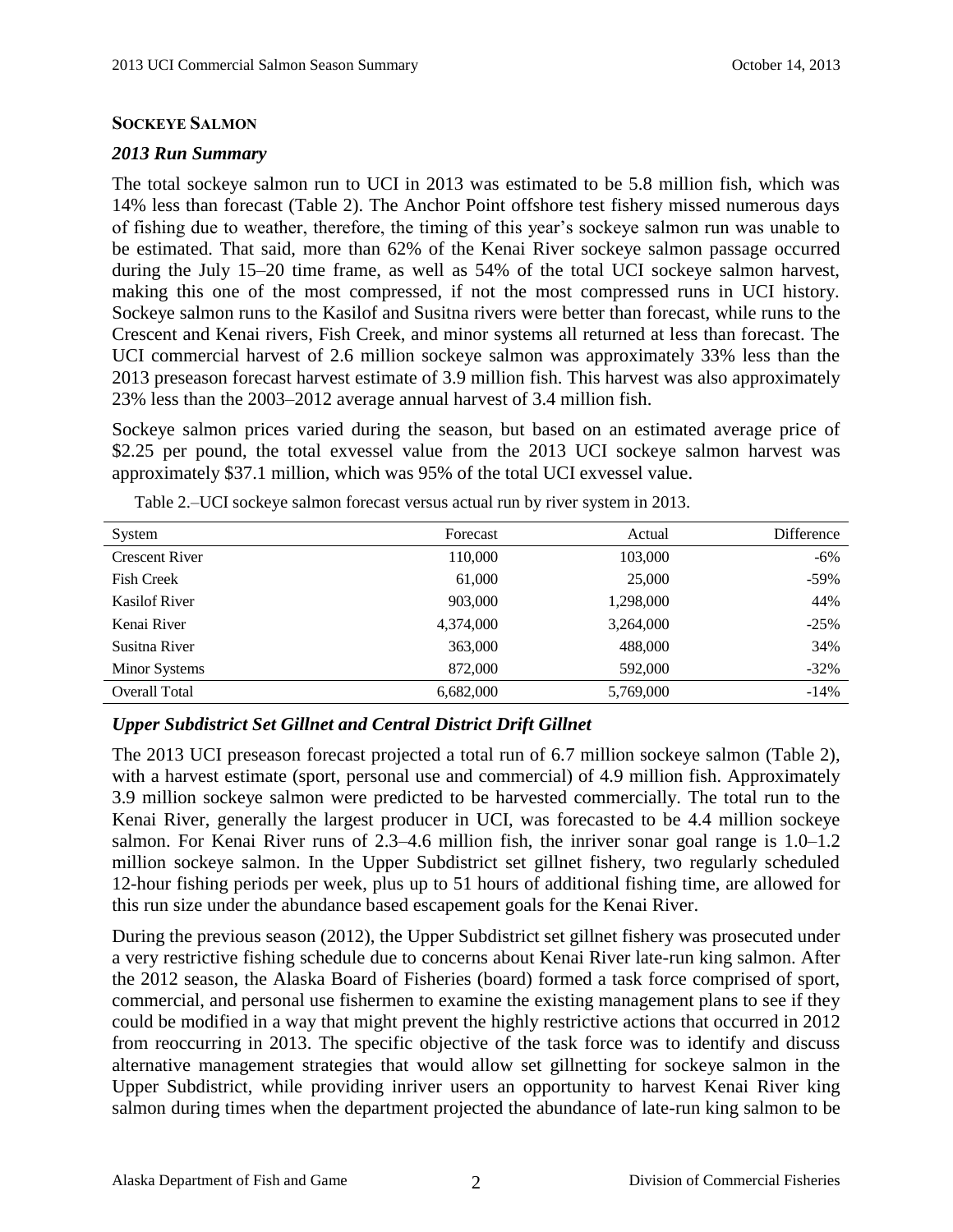### SOCKEYE SALMON

#### *2013 Run Summary*

The total sockeye salmon run to UCI in 2013 was estimated to be 5.8 million fish, which was 14% less than forecast (Table 2). The Anchor Point offshore test fishery missed numerous days of fishing due to weather, therefore, the timing of this year's sockeye salmon run was unable to be estimated. That said, more than 62% of the Kenai River sockeye salmon passage occurred during the July 15–20 time frame, as well as 54% of the total UCI sockeye salmon harvest, making this one of the most compressed, if not the most compressed runs in UCI history. Sockeye salmon runs to the Kasilof and Susitna rivers were better than forecast, while runs to the Crescent and Kenai rivers, Fish Creek, and minor systems all returned at less than forecast. The UCI commercial harvest of 2.6 million sockeye salmon was approximately 33% less than the 2013 preseason forecast harvest estimate of 3.9 million fish. This harvest was also approximately 23% less than the 2003–2012 average annual harvest of 3.4 million fish.

Sockeye salmon prices varied during the season, but based on an estimated average price of \$2.25 per pound, the total exvessel value from the 2013 UCI sockeye salmon harvest was approximately \$37.1 million, which was 95% of the total UCI exvessel value.

Table 2.–UCI sockeye salmon forecast versus actual run by river system in 2013.

| System | Forecast | Actual | Difference |
|---|---|---|---|
| Crescent River | 110,000 | 103,000 | -6% |
| Fish Creek | 61,000 | 25,000 | -59% |
| Kasilof River | 903,000 | 1,298,000 | 44% |
| Kenai River | 4,374,000 | 3,264,000 | -25% |
| Susitna River | 363,000 | 488,000 | 34% |
| Minor Systems | 872,000 | 592,000 | -32% |
| Overall Total | 6,682,000 | 5,769,000 | -14% |

#### *Upper Subdistrict Set Gillnet and Central District Drift Gillnet*

The 2013 UCI preseason forecast projected a total run of 6.7 million sockeye salmon (Table 2), with a harvest estimate (sport, personal use and commercial) of 4.9 million fish. Approximately 3.9 million sockeye salmon were predicted to be harvested commercially. The total run to the Kenai River, generally the largest producer in UCI, was forecasted to be 4.4 million sockeye salmon. For Kenai River runs of 2.3–4.6 million fish, the inriver sonar goal range is 1.0–1.2 million sockeye salmon. In the Upper Subdistrict set gillnet fishery, two regularly scheduled 12-hour fishing periods per week, plus up to 51 hours of additional fishing time, are allowed for this run size under the abundance based escapement goals for the Kenai River.

During the previous season (2012), the Upper Subdistrict set gillnet fishery was prosecuted under a very restrictive fishing schedule due to concerns about Kenai River late-run king salmon. After the 2012 season, the Alaska Board of Fisheries (board) formed a task force comprised of sport, commercial, and personal use fishermen to examine the existing management plans to see if they could be modified in a way that might prevent the highly restrictive actions that occurred in 2012 from reoccurring in 2013. The specific objective of the task force was to identify and discuss alternative management strategies that would allow set gillnetting for sockeye salmon in the Upper Subdistrict, while providing inriver users an opportunity to harvest Kenai River king salmon during times when the department projected the abundance of late-run king salmon to be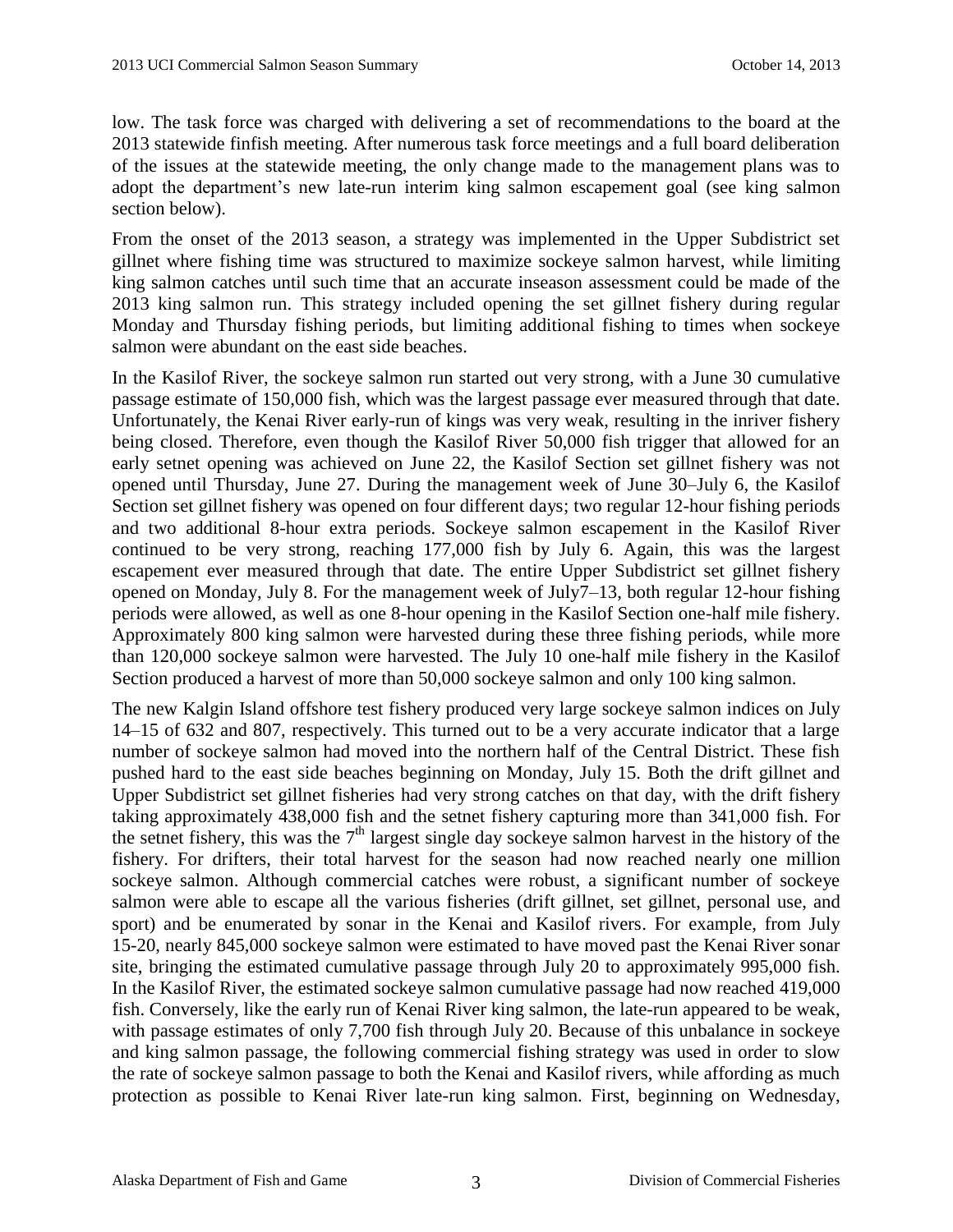low. The task force was charged with delivering a set of recommendations to the board at the 2013 statewide finfish meeting. After numerous task force meetings and a full board deliberation of the issues at the statewide meeting, the only change made to the management plans was to adopt the department's new late-run interim king salmon escapement goal (see king salmon section below).

From the onset of the 2013 season, a strategy was implemented in the Upper Subdistrict set gillnet where fishing time was structured to maximize sockeye salmon harvest, while limiting king salmon catches until such time that an accurate inseason assessment could be made of the 2013 king salmon run. This strategy included opening the set gillnet fishery during regular Monday and Thursday fishing periods, but limiting additional fishing to times when sockeye salmon were abundant on the east side beaches.

In the Kasilof River, the sockeye salmon run started out very strong, with a June 30 cumulative passage estimate of 150,000 fish, which was the largest passage ever measured through that date. Unfortunately, the Kenai River early-run of kings was very weak, resulting in the inriver fishery being closed. Therefore, even though the Kasilof River 50,000 fish trigger that allowed for an early setnet opening was achieved on June 22, the Kasilof Section set gillnet fishery was not opened until Thursday, June 27. During the management week of June 30–July 6, the Kasilof Section set gillnet fishery was opened on four different days; two regular 12-hour fishing periods and two additional 8-hour extra periods. Sockeye salmon escapement in the Kasilof River continued to be very strong, reaching 177,000 fish by July 6. Again, this was the largest escapement ever measured through that date. The entire Upper Subdistrict set gillnet fishery opened on Monday, July 8. For the management week of July7–13, both regular 12-hour fishing periods were allowed, as well as one 8-hour opening in the Kasilof Section one-half mile fishery. Approximately 800 king salmon were harvested during these three fishing periods, while more than 120,000 sockeye salmon were harvested. The July 10 one-half mile fishery in the Kasilof Section produced a harvest of more than 50,000 sockeye salmon and only 100 king salmon.

The new Kalgin Island offshore test fishery produced very large sockeye salmon indices on July 14–15 of 632 and 807, respectively. This turned out to be a very accurate indicator that a large number of sockeye salmon had moved into the northern half of the Central District. These fish pushed hard to the east side beaches beginning on Monday, July 15. Both the drift gillnet and Upper Subdistrict set gillnet fisheries had very strong catches on that day, with the drift fishery taking approximately 438,000 fish and the setnet fishery capturing more than 341,000 fish. For the setnet fishery, this was the 7th largest single day sockeye salmon harvest in the history of the fishery. For drifters, their total harvest for the season had now reached nearly one million sockeye salmon. Although commercial catches were robust, a significant number of sockeye salmon were able to escape all the various fisheries (drift gillnet, set gillnet, personal use, and sport) and be enumerated by sonar in the Kenai and Kasilof rivers. For example, from July 15-20, nearly 845,000 sockeye salmon were estimated to have moved past the Kenai River sonar site, bringing the estimated cumulative passage through July 20 to approximately 995,000 fish. In the Kasilof River, the estimated sockeye salmon cumulative passage had now reached 419,000 fish. Conversely, like the early run of Kenai River king salmon, the late-run appeared to be weak, with passage estimates of only 7,700 fish through July 20. Because of this unbalance in sockeye and king salmon passage, the following commercial fishing strategy was used in order to slow the rate of sockeye salmon passage to both the Kenai and Kasilof rivers, while affording as much protection as possible to Kenai River late-run king salmon. First, beginning on Wednesday,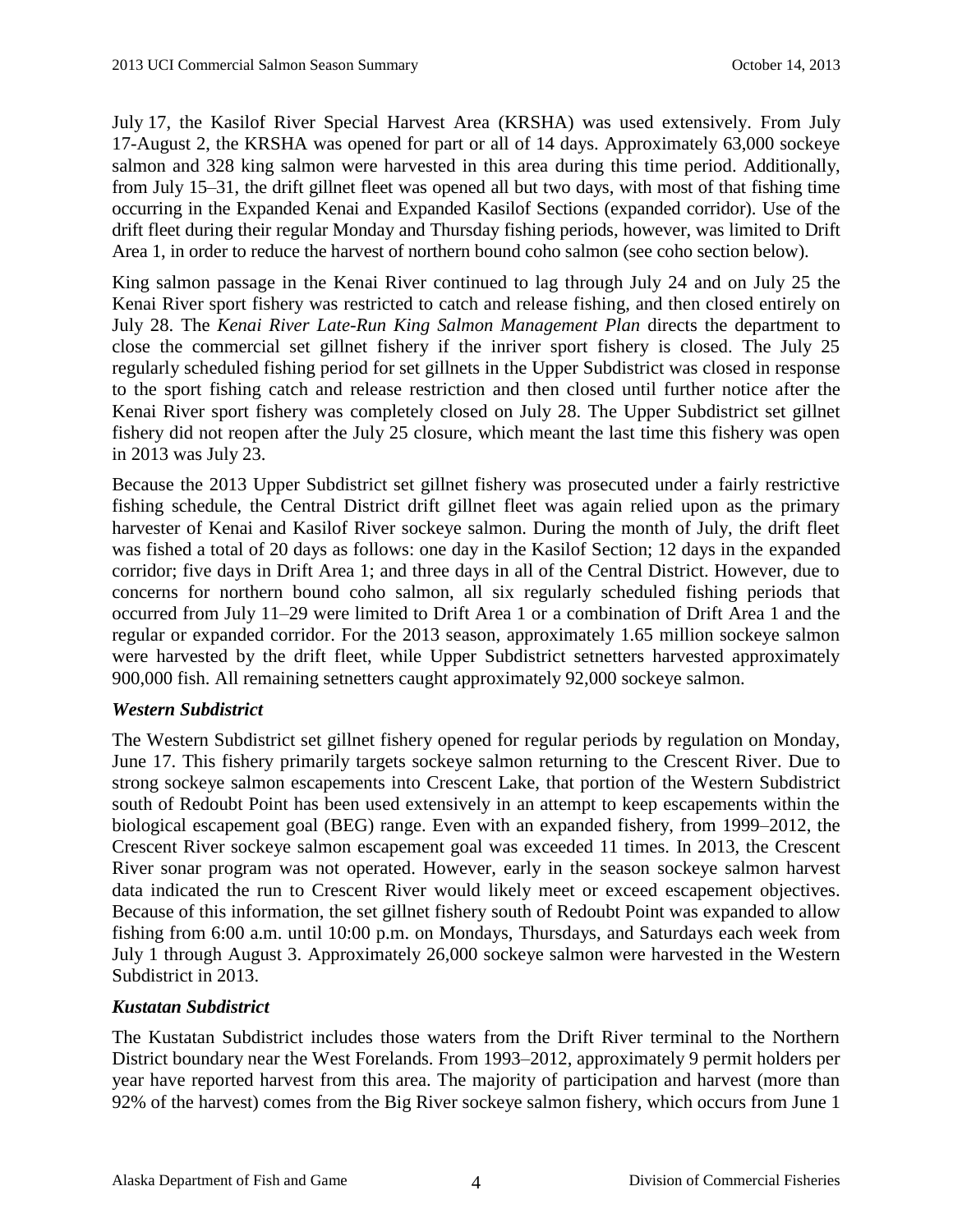July 17, the Kasilof River Special Harvest Area (KRSHA) was used extensively. From July 17-August 2, the KRSHA was opened for part or all of 14 days. Approximately 63,000 sockeye salmon and 328 king salmon were harvested in this area during this time period. Additionally, from July 15–31, the drift gillnet fleet was opened all but two days, with most of that fishing time occurring in the Expanded Kenai and Expanded Kasilof Sections (expanded corridor). Use of the drift fleet during their regular Monday and Thursday fishing periods, however, was limited to Drift Area 1, in order to reduce the harvest of northern bound coho salmon (see coho section below).

King salmon passage in the Kenai River continued to lag through July 24 and on July 25 the Kenai River sport fishery was restricted to catch and release fishing, and then closed entirely on July 28. The *Kenai River Late-Run King Salmon Management Plan* directs the department to close the commercial set gillnet fishery if the inriver sport fishery is closed. The July 25 regularly scheduled fishing period for set gillnets in the Upper Subdistrict was closed in response to the sport fishing catch and release restriction and then closed until further notice after the Kenai River sport fishery was completely closed on July 28. The Upper Subdistrict set gillnet fishery did not reopen after the July 25 closure, which meant the last time this fishery was open in 2013 was July 23.

Because the 2013 Upper Subdistrict set gillnet fishery was prosecuted under a fairly restrictive fishing schedule, the Central District drift gillnet fleet was again relied upon as the primary harvester of Kenai and Kasilof River sockeye salmon. During the month of July, the drift fleet was fished a total of 20 days as follows: one day in the Kasilof Section; 12 days in the expanded corridor; five days in Drift Area 1; and three days in all of the Central District. However, due to concerns for northern bound coho salmon, all six regularly scheduled fishing periods that occurred from July 11–29 were limited to Drift Area 1 or a combination of Drift Area 1 and the regular or expanded corridor. For the 2013 season, approximately 1.65 million sockeye salmon were harvested by the drift fleet, while Upper Subdistrict setnetters harvested approximately 900,000 fish. All remaining setnetters caught approximately 92,000 sockeye salmon.

### *Western Subdistrict*

The Western Subdistrict set gillnet fishery opened for regular periods by regulation on Monday, June 17. This fishery primarily targets sockeye salmon returning to the Crescent River. Due to strong sockeye salmon escapements into Crescent Lake, that portion of the Western Subdistrict south of Redoubt Point has been used extensively in an attempt to keep escapements within the biological escapement goal (BEG) range. Even with an expanded fishery, from 1999–2012, the Crescent River sockeye salmon escapement goal was exceeded 11 times. In 2013, the Crescent River sonar program was not operated. However, early in the season sockeye salmon harvest data indicated the run to Crescent River would likely meet or exceed escapement objectives. Because of this information, the set gillnet fishery south of Redoubt Point was expanded to allow fishing from 6:00 a.m. until 10:00 p.m. on Mondays, Thursdays, and Saturdays each week from July 1 through August 3. Approximately 26,000 sockeye salmon were harvested in the Western Subdistrict in 2013.

### *Kustatan Subdistrict*

The Kustatan Subdistrict includes those waters from the Drift River terminal to the Northern District boundary near the West Forelands. From 1993–2012, approximately 9 permit holders per year have reported harvest from this area. The majority of participation and harvest (more than 92% of the harvest) comes from the Big River sockeye salmon fishery, which occurs from June 1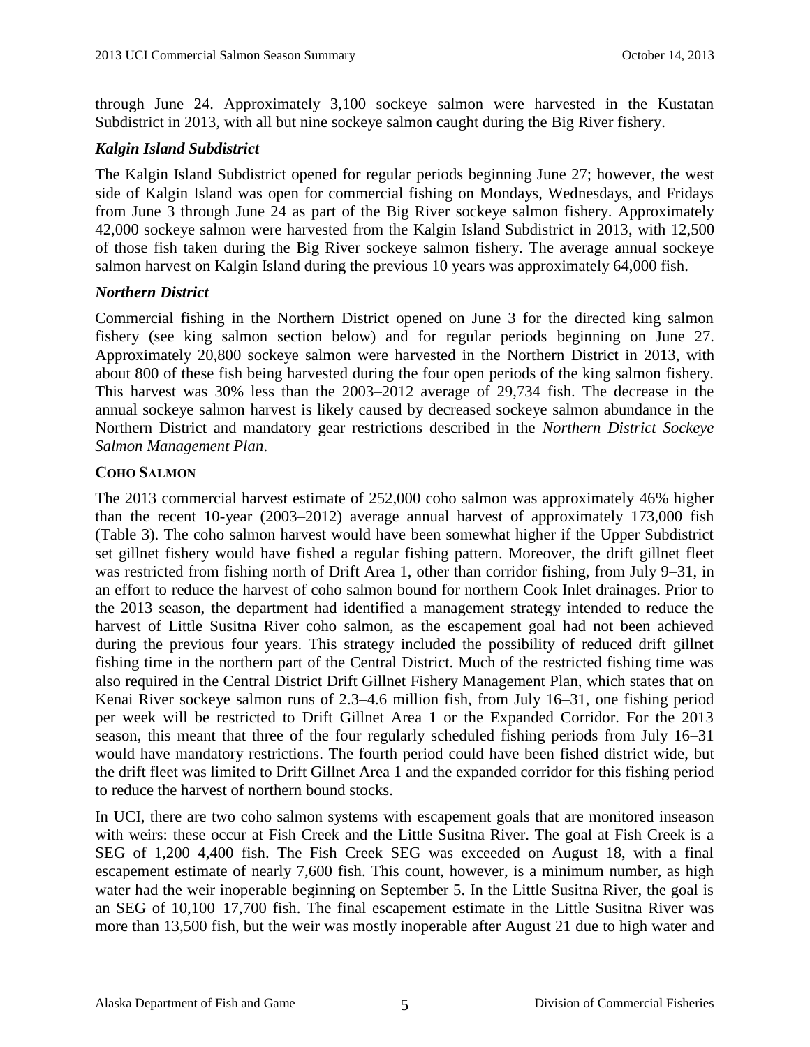through June 24. Approximately 3,100 sockeye salmon were harvested in the Kustatan Subdistrict in 2013, with all but nine sockeye salmon caught during the Big River fishery.

### *Kalgin Island Subdistrict*

The Kalgin Island Subdistrict opened for regular periods beginning June 27; however, the west side of Kalgin Island was open for commercial fishing on Mondays, Wednesdays, and Fridays from June 3 through June 24 as part of the Big River sockeye salmon fishery. Approximately 42,000 sockeye salmon were harvested from the Kalgin Island Subdistrict in 2013, with 12,500 of those fish taken during the Big River sockeye salmon fishery. The average annual sockeye salmon harvest on Kalgin Island during the previous 10 years was approximately 64,000 fish.

### *Northern District*

Commercial fishing in the Northern District opened on June 3 for the directed king salmon fishery (see king salmon section below) and for regular periods beginning on June 27. Approximately 20,800 sockeye salmon were harvested in the Northern District in 2013, with about 800 of these fish being harvested during the four open periods of the king salmon fishery. This harvest was 30% less than the 2003–2012 average of 29,734 fish. The decrease in the annual sockeye salmon harvest is likely caused by decreased sockeye salmon abundance in the Northern District and mandatory gear restrictions described in the *Northern District Sockeye Salmon Management Plan*.

## COHO SALMON

The 2013 commercial harvest estimate of 252,000 coho salmon was approximately 46% higher than the recent 10-year (2003–2012) average annual harvest of approximately 173,000 fish (Table 3). The coho salmon harvest would have been somewhat higher if the Upper Subdistrict set gillnet fishery would have fished a regular fishing pattern. Moreover, the drift gillnet fleet was restricted from fishing north of Drift Area 1, other than corridor fishing, from July 9–31, in an effort to reduce the harvest of coho salmon bound for northern Cook Inlet drainages. Prior to the 2013 season, the department had identified a management strategy intended to reduce the harvest of Little Susitna River coho salmon, as the escapement goal had not been achieved during the previous four years. This strategy included the possibility of reduced drift gillnet fishing time in the northern part of the Central District. Much of the restricted fishing time was also required in the Central District Drift Gillnet Fishery Management Plan, which states that on Kenai River sockeye salmon runs of 2.3–4.6 million fish, from July 16–31, one fishing period per week will be restricted to Drift Gillnet Area 1 or the Expanded Corridor. For the 2013 season, this meant that three of the four regularly scheduled fishing periods from July 16–31 would have mandatory restrictions. The fourth period could have been fished district wide, but the drift fleet was limited to Drift Gillnet Area 1 and the expanded corridor for this fishing period to reduce the harvest of northern bound stocks.

In UCI, there are two coho salmon systems with escapement goals that are monitored inseason with weirs: these occur at Fish Creek and the Little Susitna River. The goal at Fish Creek is a SEG of 1,200–4,400 fish. The Fish Creek SEG was exceeded on August 18, with a final escapement estimate of nearly 7,600 fish. This count, however, is a minimum number, as high water had the weir inoperable beginning on September 5. In the Little Susitna River, the goal is an SEG of 10,100–17,700 fish. The final escapement estimate in the Little Susitna River was more than 13,500 fish, but the weir was mostly inoperable after August 21 due to high water and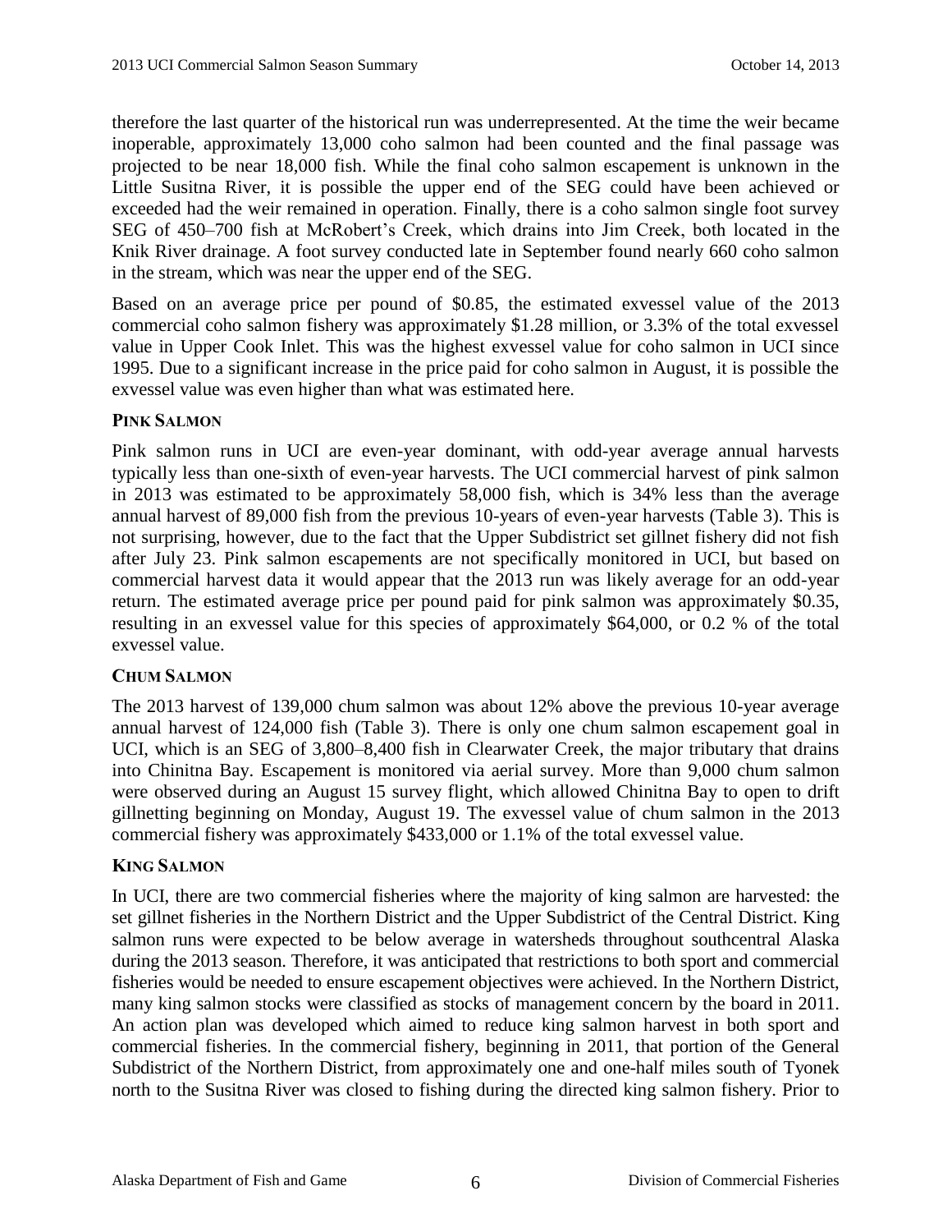therefore the last quarter of the historical run was underrepresented. At the time the weir became inoperable, approximately 13,000 coho salmon had been counted and the final passage was projected to be near 18,000 fish. While the final coho salmon escapement is unknown in the Little Susitna River, it is possible the upper end of the SEG could have been achieved or exceeded had the weir remained in operation. Finally, there is a coho salmon single foot survey SEG of 450–700 fish at McRobert's Creek, which drains into Jim Creek, both located in the Knik River drainage. A foot survey conducted late in September found nearly 660 coho salmon in the stream, which was near the upper end of the SEG.

Based on an average price per pound of $0.85, the estimated exvessel value of the 2013 commercial coho salmon fishery was approximately $1.28 million, or 3.3% of the total exvessel value in Upper Cook Inlet. This was the highest exvessel value for coho salmon in UCI since 1995. Due to a significant increase in the price paid for coho salmon in August, it is possible the exvessel value was even higher than what was estimated here.

### PINK SALMON

Pink salmon runs in UCI are even-year dominant, with odd-year average annual harvests typically less than one-sixth of even-year harvests. The UCI commercial harvest of pink salmon in 2013 was estimated to be approximately 58,000 fish, which is 34% less than the average annual harvest of 89,000 fish from the previous 10-years of even-year harvests (Table 3). This is not surprising, however, due to the fact that the Upper Subdistrict set gillnet fishery did not fish after July 23. Pink salmon escapements are not specifically monitored in UCI, but based on commercial harvest data it would appear that the 2013 run was likely average for an odd-year return. The estimated average price per pound paid for pink salmon was approximately $0.35, resulting in an exvessel value for this species of approximately $64,000, or 0.2 % of the total exvessel value.

### CHUM SALMON

The 2013 harvest of 139,000 chum salmon was about 12% above the previous 10-year average annual harvest of 124,000 fish (Table 3). There is only one chum salmon escapement goal in UCI, which is an SEG of 3,800–8,400 fish in Clearwater Creek, the major tributary that drains into Chinitna Bay. Escapement is monitored via aerial survey. More than 9,000 chum salmon were observed during an August 15 survey flight, which allowed Chinitna Bay to open to drift gillnetting beginning on Monday, August 19. The exvessel value of chum salmon in the 2013 commercial fishery was approximately $433,000 or 1.1% of the total exvessel value.

### KING SALMON

In UCI, there are two commercial fisheries where the majority of king salmon are harvested: the set gillnet fisheries in the Northern District and the Upper Subdistrict of the Central District. King salmon runs were expected to be below average in watersheds throughout southcentral Alaska during the 2013 season. Therefore, it was anticipated that restrictions to both sport and commercial fisheries would be needed to ensure escapement objectives were achieved. In the Northern District, many king salmon stocks were classified as stocks of management concern by the board in 2011. An action plan was developed which aimed to reduce king salmon harvest in both sport and commercial fisheries. In the commercial fishery, beginning in 2011, that portion of the General Subdistrict of the Northern District, from approximately one and one-half miles south of Tyonek north to the Susitna River was closed to fishing during the directed king salmon fishery. Prior to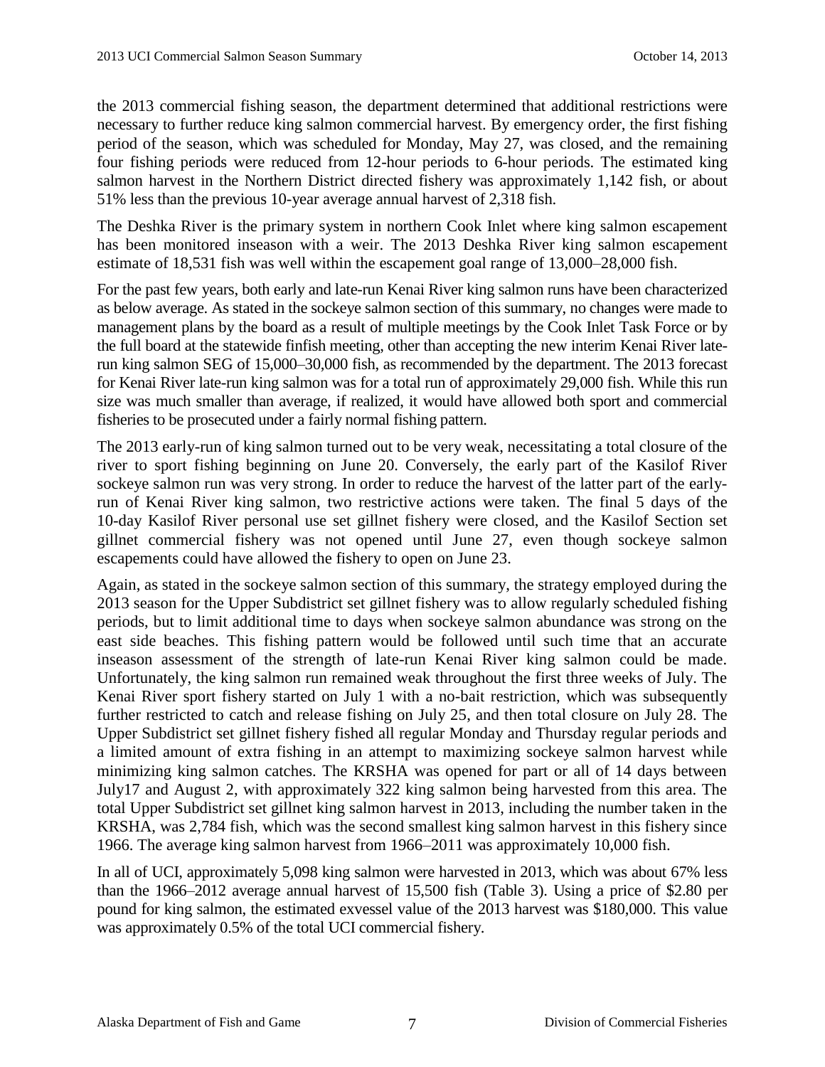the 2013 commercial fishing season, the department determined that additional restrictions were necessary to further reduce king salmon commercial harvest. By emergency order, the first fishing period of the season, which was scheduled for Monday, May 27, was closed, and the remaining four fishing periods were reduced from 12-hour periods to 6-hour periods. The estimated king salmon harvest in the Northern District directed fishery was approximately 1,142 fish, or about 51% less than the previous 10-year average annual harvest of 2,318 fish.

The Deshka River is the primary system in northern Cook Inlet where king salmon escapement has been monitored inseason with a weir. The 2013 Deshka River king salmon escapement estimate of 18,531 fish was well within the escapement goal range of 13,000–28,000 fish.

For the past few years, both early and late-run Kenai River king salmon runs have been characterized as below average. As stated in the sockeye salmon section of this summary, no changes were made to management plans by the board as a result of multiple meetings by the Cook Inlet Task Force or by the full board at the statewide finfish meeting, other than accepting the new interim Kenai River late-run king salmon SEG of 15,000–30,000 fish, as recommended by the department. The 2013 forecast for Kenai River late-run king salmon was for a total run of approximately 29,000 fish. While this run size was much smaller than average, if realized, it would have allowed both sport and commercial fisheries to be prosecuted under a fairly normal fishing pattern.

The 2013 early-run of king salmon turned out to be very weak, necessitating a total closure of the river to sport fishing beginning on June 20. Conversely, the early part of the Kasilof River sockeye salmon run was very strong. In order to reduce the harvest of the latter part of the early-run of Kenai River king salmon, two restrictive actions were taken. The final 5 days of the 10-day Kasilof River personal use set gillnet fishery were closed, and the Kasilof Section set gillnet commercial fishery was not opened until June 27, even though sockeye salmon escapements could have allowed the fishery to open on June 23.

Again, as stated in the sockeye salmon section of this summary, the strategy employed during the 2013 season for the Upper Subdistrict set gillnet fishery was to allow regularly scheduled fishing periods, but to limit additional time to days when sockeye salmon abundance was strong on the east side beaches. This fishing pattern would be followed until such time that an accurate inseason assessment of the strength of late-run Kenai River king salmon could be made. Unfortunately, the king salmon run remained weak throughout the first three weeks of July. The Kenai River sport fishery started on July 1 with a no-bait restriction, which was subsequently further restricted to catch and release fishing on July 25, and then total closure on July 28. The Upper Subdistrict set gillnet fishery fished all regular Monday and Thursday regular periods and a limited amount of extra fishing in an attempt to maximizing sockeye salmon harvest while minimizing king salmon catches. The KRSHA was opened for part or all of 14 days between July17 and August 2, with approximately 322 king salmon being harvested from this area. The total Upper Subdistrict set gillnet king salmon harvest in 2013, including the number taken in the KRSHA, was 2,784 fish, which was the second smallest king salmon harvest in this fishery since 1966. The average king salmon harvest from 1966–2011 was approximately 10,000 fish.

In all of UCI, approximately 5,098 king salmon were harvested in 2013, which was about 67% less than the 1966–2012 average annual harvest of 15,500 fish (Table 3). Using a price of $2.80 per pound for king salmon, the estimated exvessel value of the 2013 harvest was $180,000. This value was approximately 0.5% of the total UCI commercial fishery.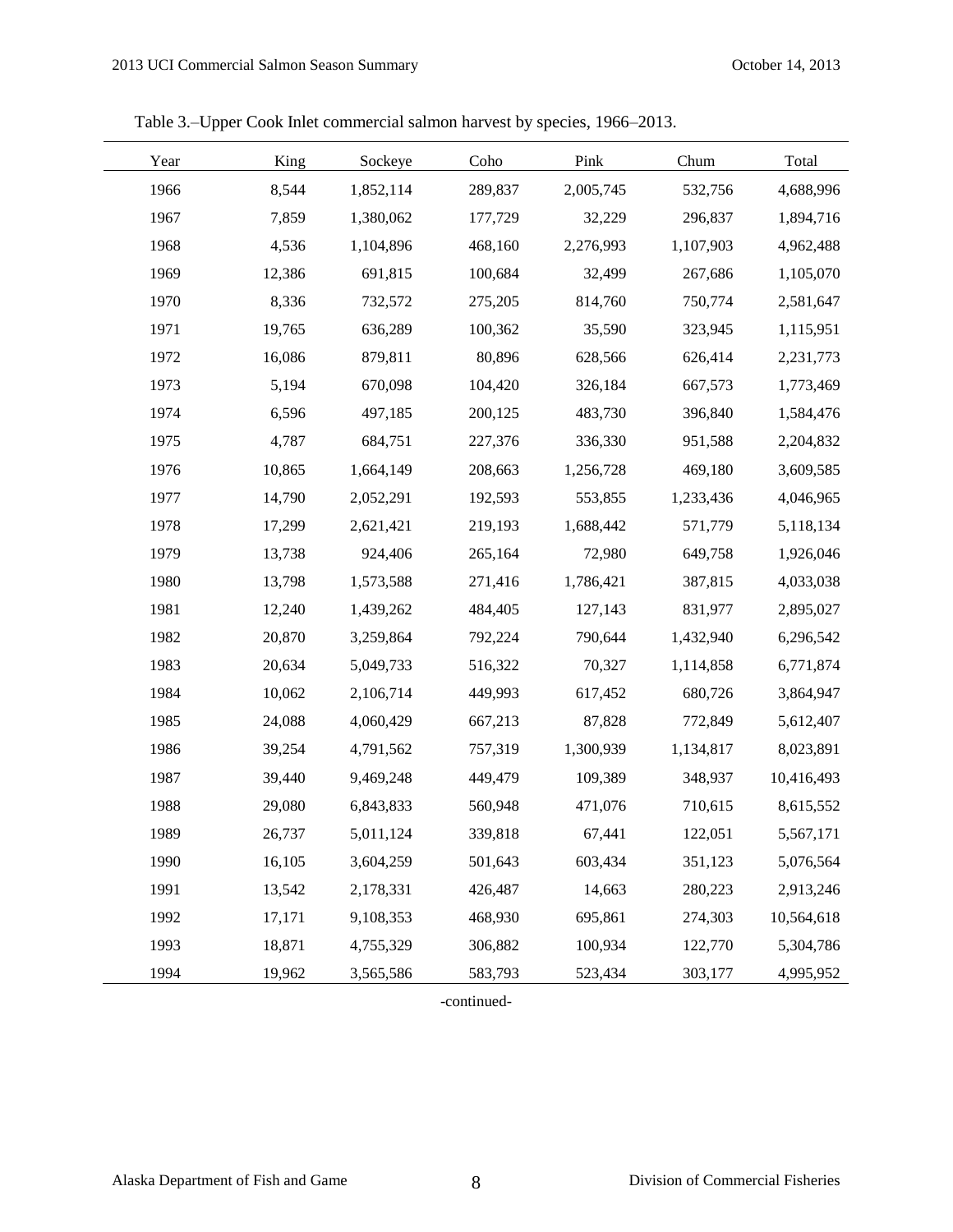Table 3.–Upper Cook Inlet commercial salmon harvest by species, 1966–2013.

| Year | King | Sockeye | Coho | Pink | Chum | Total |
|---|---|---|---|---|---|---|
| 1966 | 8,544 | 1,852,114 | 289,837 | 2,005,745 | 532,756 | 4,688,996 |
| 1967 | 7,859 | 1,380,062 | 177,729 | 32,229 | 296,837 | 1,894,716 |
| 1968 | 4,536 | 1,104,896 | 468,160 | 2,276,993 | 1,107,903 | 4,962,488 |
| 1969 | 12,386 | 691,815 | 100,684 | 32,499 | 267,686 | 1,105,070 |
| 1970 | 8,336 | 732,572 | 275,205 | 814,760 | 750,774 | 2,581,647 |
| 1971 | 19,765 | 636,289 | 100,362 | 35,590 | 323,945 | 1,115,951 |
| 1972 | 16,086 | 879,811 | 80,896 | 628,566 | 626,414 | 2,231,773 |
| 1973 | 5,194 | 670,098 | 104,420 | 326,184 | 667,573 | 1,773,469 |
| 1974 | 6,596 | 497,185 | 200,125 | 483,730 | 396,840 | 1,584,476 |
| 1975 | 4,787 | 684,751 | 227,376 | 336,330 | 951,588 | 2,204,832 |
| 1976 | 10,865 | 1,664,149 | 208,663 | 1,256,728 | 469,180 | 3,609,585 |
| 1977 | 14,790 | 2,052,291 | 192,593 | 553,855 | 1,233,436 | 4,046,965 |
| 1978 | 17,299 | 2,621,421 | 219,193 | 1,688,442 | 571,779 | 5,118,134 |
| 1979 | 13,738 | 924,406 | 265,164 | 72,980 | 649,758 | 1,926,046 |
| 1980 | 13,798 | 1,573,588 | 271,416 | 1,786,421 | 387,815 | 4,033,038 |
| 1981 | 12,240 | 1,439,262 | 484,405 | 127,143 | 831,977 | 2,895,027 |
| 1982 | 20,870 | 3,259,864 | 792,224 | 790,644 | 1,432,940 | 6,296,542 |
| 1983 | 20,634 | 5,049,733 | 516,322 | 70,327 | 1,114,858 | 6,771,874 |
| 1984 | 10,062 | 2,106,714 | 449,993 | 617,452 | 680,726 | 3,864,947 |
| 1985 | 24,088 | 4,060,429 | 667,213 | 87,828 | 772,849 | 5,612,407 |
| 1986 | 39,254 | 4,791,562 | 757,319 | 1,300,939 | 1,134,817 | 8,023,891 |
| 1987 | 39,440 | 9,469,248 | 449,479 | 109,389 | 348,937 | 10,416,493 |
| 1988 | 29,080 | 6,843,833 | 560,948 | 471,076 | 710,615 | 8,615,552 |
| 1989 | 26,737 | 5,011,124 | 339,818 | 67,441 | 122,051 | 5,567,171 |
| 1990 | 16,105 | 3,604,259 | 501,643 | 603,434 | 351,123 | 5,076,564 |
| 1991 | 13,542 | 2,178,331 | 426,487 | 14,663 | 280,223 | 2,913,246 |
| 1992 | 17,171 | 9,108,353 | 468,930 | 695,861 | 274,303 | 10,564,618 |
| 1993 | 18,871 | 4,755,329 | 306,882 | 100,934 | 122,770 | 5,304,786 |
| 1994 | 19,962 | 3,565,586 | 583,793 | 523,434 | 303,177 | 4,995,952 |

-continued-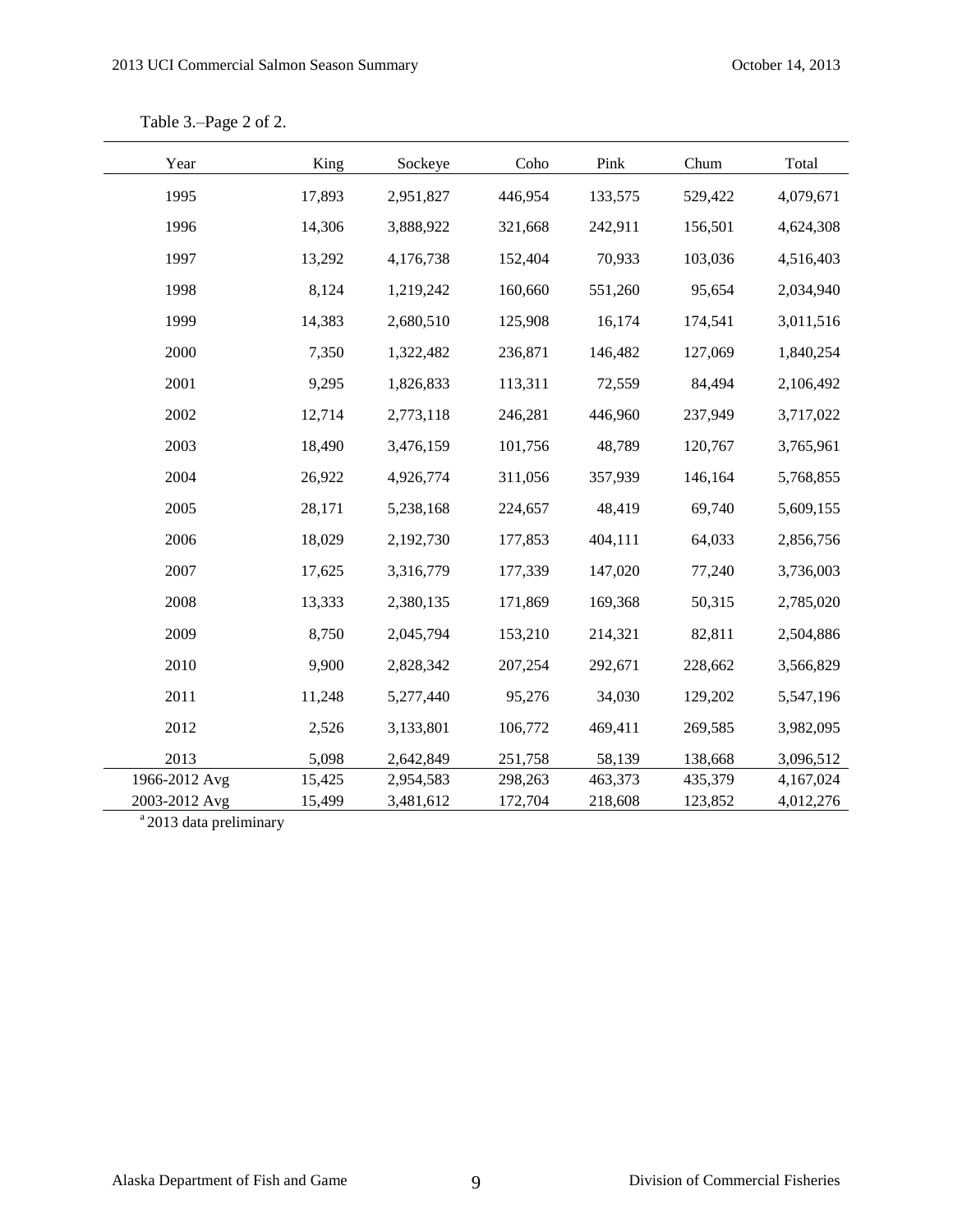Table 3.–Page 2 of 2.

| Year | King | Sockeye | Coho | Pink | Chum | Total |
|---|---|---|---|---|---|---|
| 1995 | 17,893 | 2,951,827 | 446,954 | 133,575 | 529,422 | 4,079,671 |
| 1996 | 14,306 | 3,888,922 | 321,668 | 242,911 | 156,501 | 4,624,308 |
| 1997 | 13,292 | 4,176,738 | 152,404 | 70,933 | 103,036 | 4,516,403 |
| 1998 | 8,124 | 1,219,242 | 160,660 | 551,260 | 95,654 | 2,034,940 |
| 1999 | 14,383 | 2,680,510 | 125,908 | 16,174 | 174,541 | 3,011,516 |
| 2000 | 7,350 | 1,322,482 | 236,871 | 146,482 | 127,069 | 1,840,254 |
| 2001 | 9,295 | 1,826,833 | 113,311 | 72,559 | 84,494 | 2,106,492 |
| 2002 | 12,714 | 2,773,118 | 246,281 | 446,960 | 237,949 | 3,717,022 |
| 2003 | 18,490 | 3,476,159 | 101,756 | 48,789 | 120,767 | 3,765,961 |
| 2004 | 26,922 | 4,926,774 | 311,056 | 357,939 | 146,164 | 5,768,855 |
| 2005 | 28,171 | 5,238,168 | 224,657 | 48,419 | 69,740 | 5,609,155 |
| 2006 | 18,029 | 2,192,730 | 177,853 | 404,111 | 64,033 | 2,856,756 |
| 2007 | 17,625 | 3,316,779 | 177,339 | 147,020 | 77,240 | 3,736,003 |
| 2008 | 13,333 | 2,380,135 | 171,869 | 169,368 | 50,315 | 2,785,020 |
| 2009 | 8,750 | 2,045,794 | 153,210 | 214,321 | 82,811 | 2,504,886 |
| 2010 | 9,900 | 2,828,342 | 207,254 | 292,671 | 228,662 | 3,566,829 |
| 2011 | 11,248 | 5,277,440 | 95,276 | 34,030 | 129,202 | 5,547,196 |
| 2012 | 2,526 | 3,133,801 | 106,772 | 469,411 | 269,585 | 3,982,095 |
| 2013 | 5,098 | 2,642,849 | 251,758 | 58,139 | 138,668 | 3,096,512 |
| 1966-2012 Avg | 15,425 | 2,954,583 | 298,263 | 463,373 | 435,379 | 4,167,024 |
| 2003-2012 Avg | 15,499 | 3,481,612 | 172,704 | 218,608 | 123,852 | 4,012,276 |

[a] 2013 data preliminary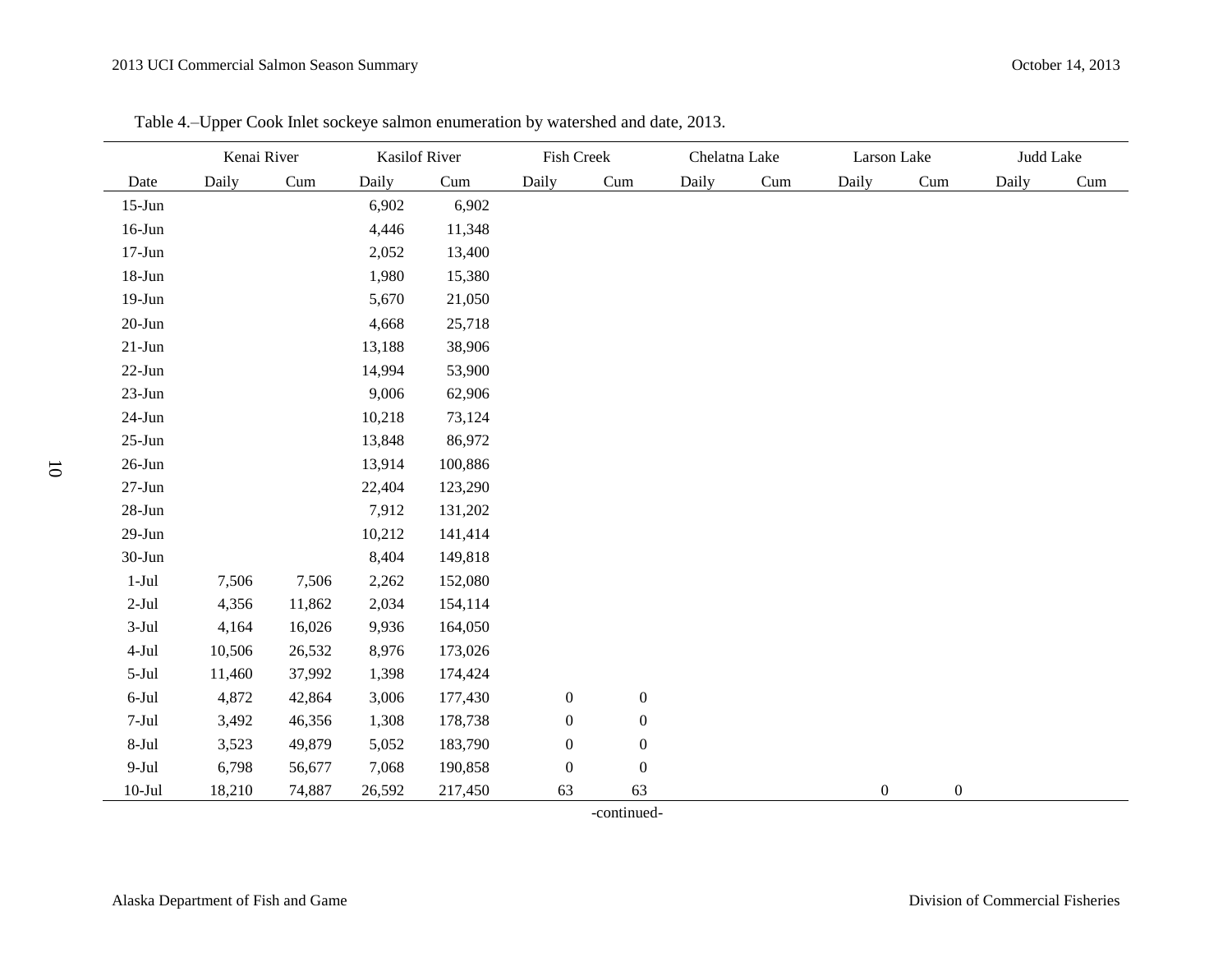Table 4.–Upper Cook Inlet sockeye salmon enumeration by watershed and date, 2013.

| | Kenai River | | Kasilof River | | Fish Creek | | Chelatna Lake | | Larson Lake | | Judd Lake | |
|---|---|---|---|---|---|---|---|---|---|---|---|---|
| Date | Daily | Cum | Daily | Cum | Daily | Cum | Daily | Cum | Daily | Cum | Daily | Cum |
| 15-Jun | | | 6,902 | 6,902 | | | | | | | | |
| 16-Jun | | | 4,446 | 11,348 | | | | | | | | |
| 17-Jun | | | 2,052 | 13,400 | | | | | | | | |
| 18-Jun | | | 1,980 | 15,380 | | | | | | | | |
| 19-Jun | | | 5,670 | 21,050 | | | | | | | | |
| 20-Jun | | | 4,668 | 25,718 | | | | | | | | |
| 21-Jun | | | 13,188 | 38,906 | | | | | | | | |
| 22-Jun | | | 14,994 | 53,900 | | | | | | | | |
| 23-Jun | | | 9,006 | 62,906 | | | | | | | | |
| 24-Jun | | | 10,218 | 73,124 | | | | | | | | |
| 25-Jun | | | 13,848 | 86,972 | | | | | | | | |
| 26-Jun | | | 13,914 | 100,886 | | | | | | | | |
| 27-Jun | | | 22,404 | 123,290 | | | | | | | | |
| 28-Jun | | | 7,912 | 131,202 | | | | | | | | |
| 29-Jun | | | 10,212 | 141,414 | | | | | | | | |
| 30-Jun | | | 8,404 | 149,818 | | | | | | | | |
| 1-Jul | 7,506 | 7,506 | 2,262 | 152,080 | | | | | | | | |
| 2-Jul | 4,356 | 11,862 | 2,034 | 154,114 | | | | | | | | |
| 3-Jul | 4,164 | 16,026 | 9,936 | 164,050 | | | | | | | | |
| 4-Jul | 10,506 | 26,532 | 8,976 | 173,026 | | | | | | | | |
| 5-Jul | 11,460 | 37,992 | 1,398 | 174,424 | | | | | | | | |
| 6-Jul | 4,872 | 42,864 | 3,006 | 177,430 | 0 | 0 | | | | | | |
| 7-Jul | 3,492 | 46,356 | 1,308 | 178,738 | 0 | 0 | | | | | | |
| 8-Jul | 3,523 | 49,879 | 5,052 | 183,790 | 0 | 0 | | | | | | |
| 9-Jul | 6,798 | 56,677 | 7,068 | 190,858 | 0 | 0 | | | | | | |
| 10-Jul | 18,210 | 74,887 | 26,592 | 217,450 | 63 | 63 | | | 0 | 0 | | |

-continued-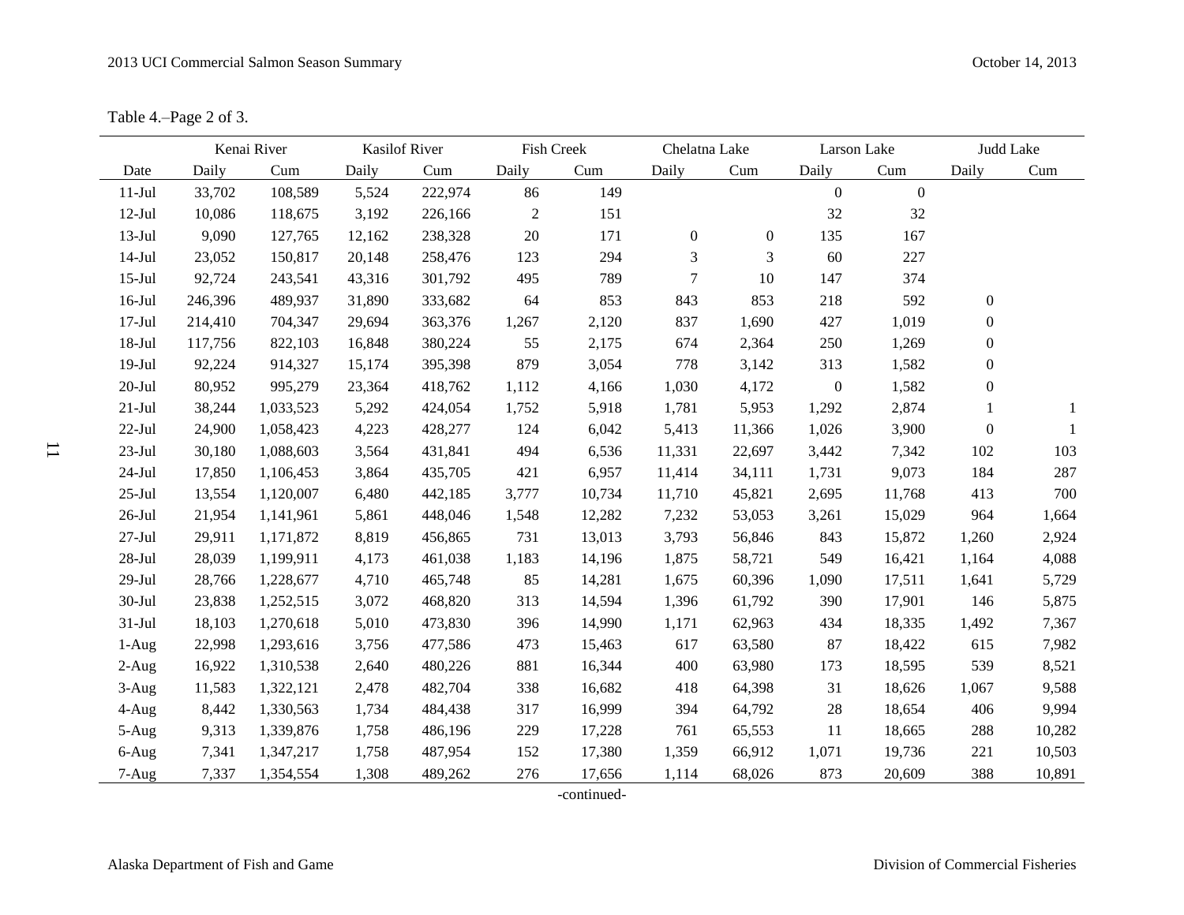Table 4.–Page 2 of 3.

| | Kenai River | | Kasilof River | | Fish Creek | | Chelatna Lake | | Larson Lake | | Judd Lake | |
|---|---|---|---|---|---|---|---|---|---|---|---|---|
| Date | Daily | Cum | Daily | Cum | Daily | Cum | Daily | Cum | Daily | Cum | Daily | Cum |
| 11-Jul | 33,702 | 108,589 | 5,524 | 222,974 | 86 | 149 | | | 0 | 0 | | |
| 12-Jul | 10,086 | 118,675 | 3,192 | 226,166 | 2 | 151 | | | 32 | 32 | | |
| 13-Jul | 9,090 | 127,765 | 12,162 | 238,328 | 20 | 171 | 0 | 0 | 135 | 167 | | |
| 14-Jul | 23,052 | 150,817 | 20,148 | 258,476 | 123 | 294 | 3 | 3 | 60 | 227 | | |
| 15-Jul | 92,724 | 243,541 | 43,316 | 301,792 | 495 | 789 | 7 | 10 | 147 | 374 | | |
| 16-Jul | 246,396 | 489,937 | 31,890 | 333,682 | 64 | 853 | 843 | 853 | 218 | 592 | 0 | |
| 17-Jul | 214,410 | 704,347 | 29,694 | 363,376 | 1,267 | 2,120 | 837 | 1,690 | 427 | 1,019 | 0 | |
| 18-Jul | 117,756 | 822,103 | 16,848 | 380,224 | 55 | 2,175 | 674 | 2,364 | 250 | 1,269 | 0 | |
| 19-Jul | 92,224 | 914,327 | 15,174 | 395,398 | 879 | 3,054 | 778 | 3,142 | 313 | 1,582 | 0 | |
| 20-Jul | 80,952 | 995,279 | 23,364 | 418,762 | 1,112 | 4,166 | 1,030 | 4,172 | 0 | 1,582 | 0 | |
| 21-Jul | 38,244 | 1,033,523 | 5,292 | 424,054 | 1,752 | 5,918 | 1,781 | 5,953 | 1,292 | 2,874 | 1 | 1 |
| 22-Jul | 24,900 | 1,058,423 | 4,223 | 428,277 | 124 | 6,042 | 5,413 | 11,366 | 1,026 | 3,900 | 0 | 1 |
| 23-Jul | 30,180 | 1,088,603 | 3,564 | 431,841 | 494 | 6,536 | 11,331 | 22,697 | 3,442 | 7,342 | 102 | 103 |
| 24-Jul | 17,850 | 1,106,453 | 3,864 | 435,705 | 421 | 6,957 | 11,414 | 34,111 | 1,731 | 9,073 | 184 | 287 |
| 25-Jul | 13,554 | 1,120,007 | 6,480 | 442,185 | 3,777 | 10,734 | 11,710 | 45,821 | 2,695 | 11,768 | 413 | 700 |
| 26-Jul | 21,954 | 1,141,961 | 5,861 | 448,046 | 1,548 | 12,282 | 7,232 | 53,053 | 3,261 | 15,029 | 964 | 1,664 |
| 27-Jul | 29,911 | 1,171,872 | 8,819 | 456,865 | 731 | 13,013 | 3,793 | 56,846 | 843 | 15,872 | 1,260 | 2,924 |
| 28-Jul | 28,039 | 1,199,911 | 4,173 | 461,038 | 1,183 | 14,196 | 1,875 | 58,721 | 549 | 16,421 | 1,164 | 4,088 |
| 29-Jul | 28,766 | 1,228,677 | 4,710 | 465,748 | 85 | 14,281 | 1,675 | 60,396 | 1,090 | 17,511 | 1,641 | 5,729 |
| 30-Jul | 23,838 | 1,252,515 | 3,072 | 468,820 | 313 | 14,594 | 1,396 | 61,792 | 390 | 17,901 | 146 | 5,875 |
| 31-Jul | 18,103 | 1,270,618 | 5,010 | 473,830 | 396 | 14,990 | 1,171 | 62,963 | 434 | 18,335 | 1,492 | 7,367 |
| 1-Aug | 22,998 | 1,293,616 | 3,756 | 477,586 | 473 | 15,463 | 617 | 63,580 | 87 | 18,422 | 615 | 7,982 |
| 2-Aug | 16,922 | 1,310,538 | 2,640 | 480,226 | 881 | 16,344 | 400 | 63,980 | 173 | 18,595 | 539 | 8,521 |
| 3-Aug | 11,583 | 1,322,121 | 2,478 | 482,704 | 338 | 16,682 | 418 | 64,398 | 31 | 18,626 | 1,067 | 9,588 |
| 4-Aug | 8,442 | 1,330,563 | 1,734 | 484,438 | 317 | 16,999 | 394 | 64,792 | 28 | 18,654 | 406 | 9,994 |
| 5-Aug | 9,313 | 1,339,876 | 1,758 | 486,196 | 229 | 17,228 | 761 | 65,553 | 11 | 18,665 | 288 | 10,282 |
| 6-Aug | 7,341 | 1,347,217 | 1,758 | 487,954 | 152 | 17,380 | 1,359 | 66,912 | 1,071 | 19,736 | 221 | 10,503 |
| 7-Aug | 7,337 | 1,354,554 | 1,308 | 489,262 | 276 | 17,656 | 1,114 | 68,026 | 873 | 20,609 | 388 | 10,891 |

-continued-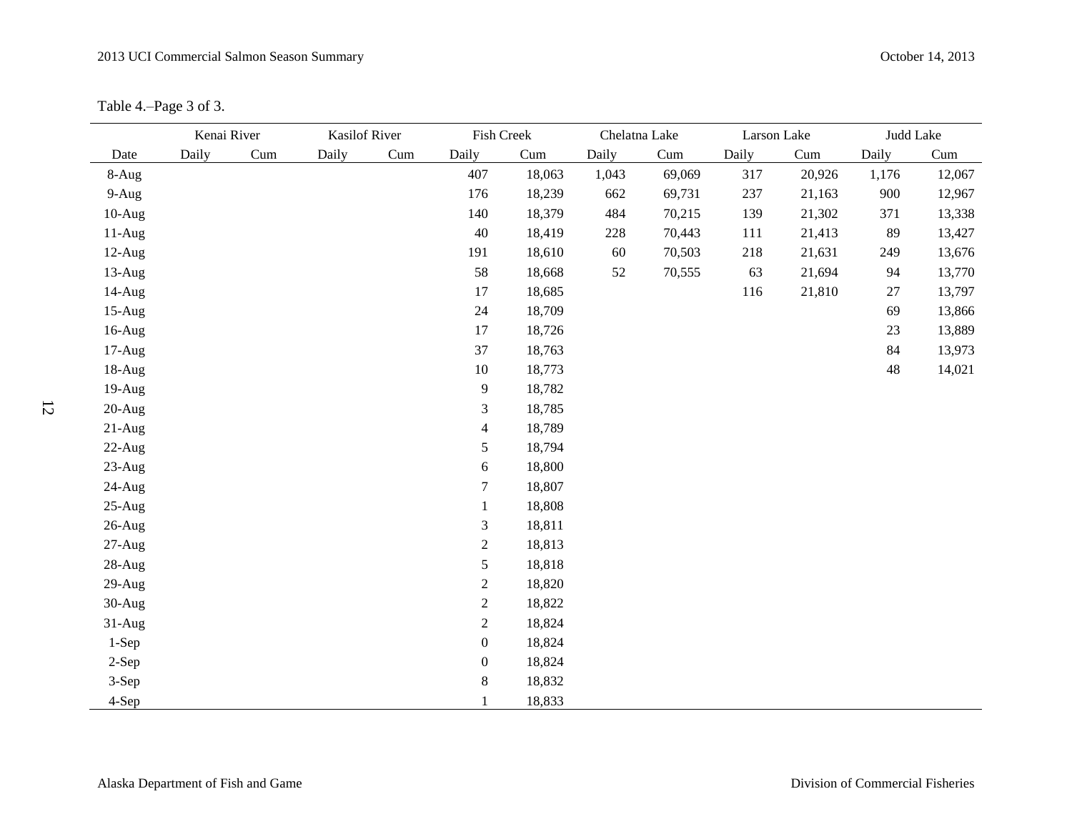Table 4.–Page 3 of 3.

| | Kenai River | | Kasilof River | | Fish Creek | | Chelatna Lake | | Larson Lake | | Judd Lake | |
|---|---|---|---|---|---|---|---|---|---|---|---|---|
| Date | Daily | Cum | Daily | Cum | Daily | Cum | Daily | Cum | Daily | Cum | Daily | Cum |
| 8-Aug | | | | | 407 | 18,063 | 1,043 | 69,069 | 317 | 20,926 | 1,176 | 12,067 |
| 9-Aug | | | | | 176 | 18,239 | 662 | 69,731 | 237 | 21,163 | 900 | 12,967 |
| 10-Aug | | | | | 140 | 18,379 | 484 | 70,215 | 139 | 21,302 | 371 | 13,338 |
| 11-Aug | | | | | 40 | 18,419 | 228 | 70,443 | 111 | 21,413 | 89 | 13,427 |
| 12-Aug | | | | | 191 | 18,610 | 60 | 70,503 | 218 | 21,631 | 249 | 13,676 |
| 13-Aug | | | | | 58 | 18,668 | 52 | 70,555 | 63 | 21,694 | 94 | 13,770 |
| 14-Aug | | | | | 17 | 18,685 | | | 116 | 21,810 | 27 | 13,797 |
| 15-Aug | | | | | 24 | 18,709 | | | | | 69 | 13,866 |
| 16-Aug | | | | | 17 | 18,726 | | | | | 23 | 13,889 |
| 17-Aug | | | | | 37 | 18,763 | | | | | 84 | 13,973 |
| 18-Aug | | | | | 10 | 18,773 | | | | | 48 | 14,021 |
| 19-Aug | | | | | 9 | 18,782 | | | | | | |
| 20-Aug | | | | | 3 | 18,785 | | | | | | |
| 21-Aug | | | | | 4 | 18,789 | | | | | | |
| 22-Aug | | | | | 5 | 18,794 | | | | | | |
| 23-Aug | | | | | 6 | 18,800 | | | | | | |
| 24-Aug | | | | | 7 | 18,807 | | | | | | |
| 25-Aug | | | | | 1 | 18,808 | | | | | | |
| 26-Aug | | | | | 3 | 18,811 | | | | | | |
| 27-Aug | | | | | 2 | 18,813 | | | | | | |
| 28-Aug | | | | | 5 | 18,818 | | | | | | |
| 29-Aug | | | | | 2 | 18,820 | | | | | | |
| 30-Aug | | | | | 2 | 18,822 | | | | | | |
| 31-Aug | | | | | 2 | 18,824 | | | | | | |
| 1-Sep | | | | | 0 | 18,824 | | | | | | |
| 2-Sep | | | | | 0 | 18,824 | | | | | | |
| 3-Sep | | | | | 8 | 18,832 | | | | | | |
| 4-Sep | | | | | 1 | 18,833 | | | | | | |